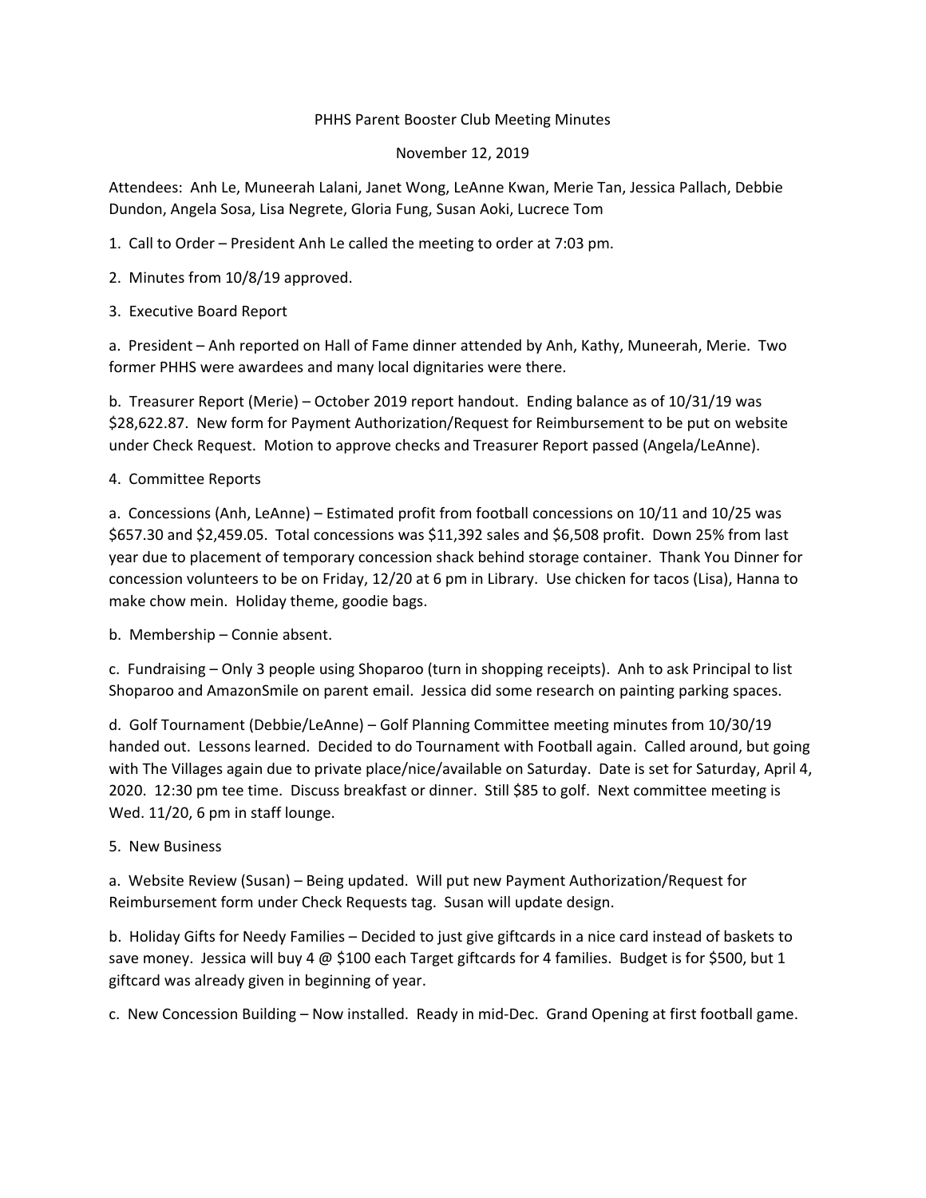# PHHS Parent Booster Club Meeting Minutes

November 12, 2019

Attendees: Anh Le, Muneerah Lalani, Janet Wong, LeAnne Kwan, Merie Tan, Jessica Pallach, Debbie Dundon, Angela Sosa, Lisa Negrete, Gloria Fung, Susan Aoki, Lucrece Tom

1. Call to Order – President Anh Le called the meeting to order at 7:03 pm.

2. Minutes from 10/8/19 approved.

3. Executive Board Report

a. President – Anh reported on Hall of Fame dinner attended by Anh, Kathy, Muneerah, Merie. Two former PHHS were awardees and many local dignitaries were there.

b. Treasurer Report (Merie) – October 2019 report handout. Ending balance as of 10/31/19 was $28,622.87. New form for Payment Authorization/Request for Reimbursement to be put on website under Check Request. Motion to approve checks and Treasurer Report passed (Angela/LeAnne).

4. Committee Reports

a. Concessions (Anh, LeAnne) – Estimated profit from football concessions on 10/11 and 10/25 was $657.30 and $2,459.05. Total concessions was $11,392 sales and $6,508 profit. Down 25% from last year due to placement of temporary concession shack behind storage container. Thank You Dinner for concession volunteers to be on Friday, 12/20 at 6 pm in Library. Use chicken for tacos (Lisa), Hanna to make chow mein. Holiday theme, goodie bags.

b. Membership – Connie absent.

c. Fundraising – Only 3 people using Shoparoo (turn in shopping receipts). Anh to ask Principal to list Shoparoo and AmazonSmile on parent email. Jessica did some research on painting parking spaces.

d. Golf Tournament (Debbie/LeAnne) – Golf Planning Committee meeting minutes from 10/30/19 handed out. Lessons learned. Decided to do Tournament with Football again. Called around, but going with The Villages again due to private place/nice/available on Saturday. Date is set for Saturday, April 4, 2020. 12:30 pm tee time. Discuss breakfast or dinner. Still $85 to golf. Next committee meeting is Wed. 11/20, 6 pm in staff lounge.

5. New Business

a. Website Review (Susan) – Being updated. Will put new Payment Authorization/Request for Reimbursement form under Check Requests tag. Susan will update design.

b. Holiday Gifts for Needy Families – Decided to just give giftcards in a nice card instead of baskets to save money. Jessica will buy 4 @ $100 each Target giftcards for 4 families. Budget is for $500, but 1 giftcard was already given in beginning of year.

c. New Concession Building – Now installed. Ready in mid-Dec. Grand Opening at first football game.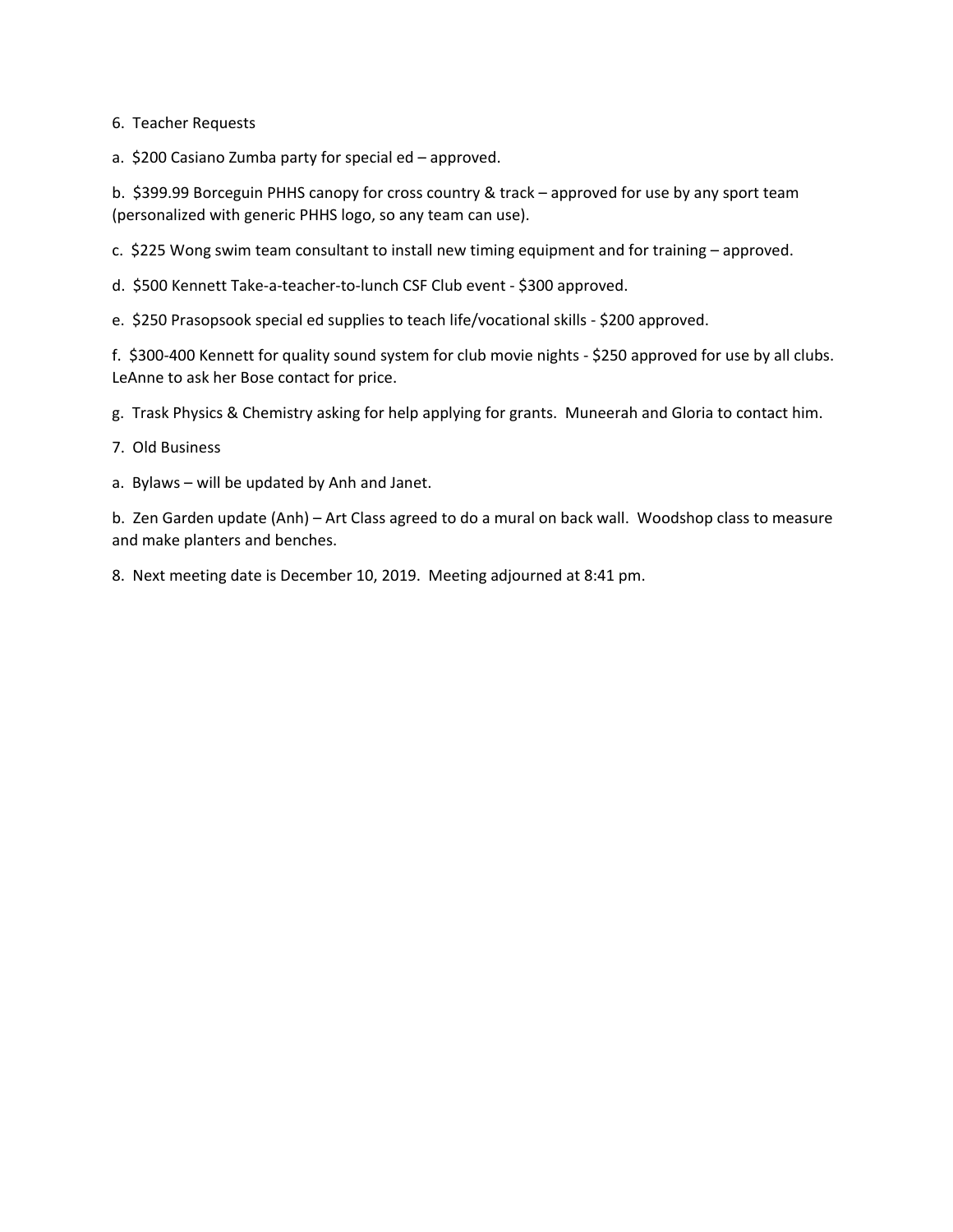6. Teacher Requests

a. $200 Casiano Zumba party for special ed – approved.

b. $399.99 Borceguin PHHS canopy for cross country & track – approved for use by any sport team (personalized with generic PHHS logo, so any team can use).

c. $225 Wong swim team consultant to install new timing equipment and for training – approved.

d. $500 Kennett Take-a-teacher-to-lunch CSF Club event - $300 approved.

e. $250 Prasopsook special ed supplies to teach life/vocational skills - $200 approved.

f. $300-400 Kennett for quality sound system for club movie nights - $250 approved for use by all clubs. LeAnne to ask her Bose contact for price.

g. Trask Physics & Chemistry asking for help applying for grants. Muneerah and Gloria to contact him.

7. Old Business

a. Bylaws – will be updated by Anh and Janet.

b. Zen Garden update (Anh) – Art Class agreed to do a mural on back wall. Woodshop class to measure and make planters and benches.

8. Next meeting date is December 10, 2019. Meeting adjourned at 8:41 pm.